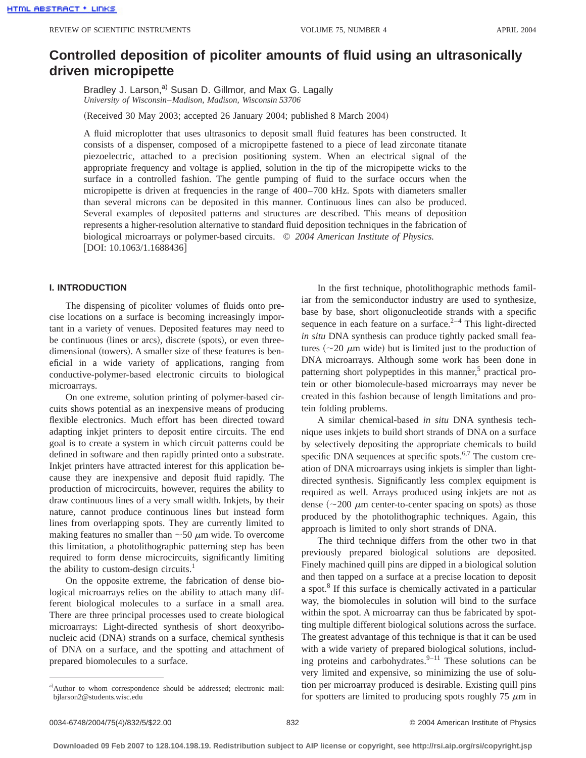# Controlled deposition of picoliter amounts of fluid using an ultrasonically driven micropipette

Bradley J. Larson,[a] Susan D. Gillmor, and Max G. Lagally

*University of Wisconsin–Madison, Madison, Wisconsin 53706*

(Received 30 May 2003; accepted 26 January 2004; published 8 March 2004)

A fluid microplotter that uses ultrasonics to deposit small fluid features has been constructed. It consists of a dispenser, composed of a micropipette fastened to a piece of lead zirconate titanate piezoelectric, attached to a precision positioning system. When an electrical signal of the appropriate frequency and voltage is applied, solution in the tip of the micropipette wicks to the surface in a controlled fashion. The gentle pumping of fluid to the surface occurs when the micropipette is driven at frequencies in the range of 400–700 kHz. Spots with diameters smaller than several microns can be deposited in this manner. Continuous lines can also be produced. Several examples of deposited patterns and structures are described. This means of deposition represents a higher-resolution alternative to standard fluid deposition techniques in the fabrication of biological microarrays or polymer-based circuits. © *2004 American Institute of Physics.* [DOI: 10.1063/1.1688436]

## I. INTRODUCTION

The dispensing of picoliter volumes of fluids onto precise locations on a surface is becoming increasingly important in a variety of venues. Deposited features may need to be continuous (lines or arcs), discrete (spots), or even three-dimensional (towers). A smaller size of these features is beneficial in a wide variety of applications, ranging from conductive-polymer-based electronic circuits to biological microarrays.

On one extreme, solution printing of polymer-based circuits shows potential as an inexpensive means of producing flexible electronics. Much effort has been directed toward adapting inkjet printers to deposit entire circuits. The end goal is to create a system in which circuit patterns could be defined in software and then rapidly printed onto a substrate. Inkjet printers have attracted interest for this application because they are inexpensive and deposit fluid rapidly. The production of microcircuits, however, requires the ability to draw continuous lines of a very small width. Inkjets, by their nature, cannot produce continuous lines but instead form lines from overlapping spots. They are currently limited to making features no smaller than ~50 μm wide. To overcome this limitation, a photolithographic patterning step has been required to form dense microcircuits, significantly limiting the ability to custom-design circuits.[1]

On the opposite extreme, the fabrication of dense biological microarrays relies on the ability to attach many different biological molecules to a surface in a small area. There are three principal processes used to create biological microarrays: Light-directed synthesis of short deoxyribonucleic acid (DNA) strands on a surface, chemical synthesis of DNA on a surface, and the spotting and attachment of prepared biomolecules to a surface.

In the first technique, photolithographic methods familiar from the semiconductor industry are used to synthesize, base by base, short oligonucleotide strands with a specific sequence in each feature on a surface.[2–4] This light-directed *in situ* DNA synthesis can produce tightly packed small features (~20 μm wide) but is limited just to the production of DNA microarrays. Although some work has been done in patterning short polypeptides in this manner,[5] practical protein or other biomolecule-based microarrays may never be created in this fashion because of length limitations and protein folding problems.

A similar chemical-based *in situ* DNA synthesis technique uses inkjets to build short strands of DNA on a surface by selectively depositing the appropriate chemicals to build specific DNA sequences at specific spots.[6,7] The custom creation of DNA microarrays using inkjets is simpler than light-directed synthesis. Significantly less complex equipment is required as well. Arrays produced using inkjets are not as dense (~200 μm center-to-center spacing on spots) as those produced by the photolithographic techniques. Again, this approach is limited to only short strands of DNA.

The third technique differs from the other two in that previously prepared biological solutions are deposited. Finely machined quill pins are dipped in a biological solution and then tapped on a surface at a precise location to deposit a spot.[8] If this surface is chemically activated in a particular way, the biomolecules in solution will bind to the surface within the spot. A microarray can thus be fabricated by spotting multiple different biological solutions across the surface. The greatest advantage of this technique is that it can be used with a wide variety of prepared biological solutions, including proteins and carbohydrates.[9–11] These solutions can be very limited and expensive, so minimizing the use of solution per microarray produced is desirable. Existing quill pins for spotters are limited to producing spots roughly 75 μm in

---

[a] Author to whom correspondence should be addressed; electronic mail: bjlarson2@students.wisc.edu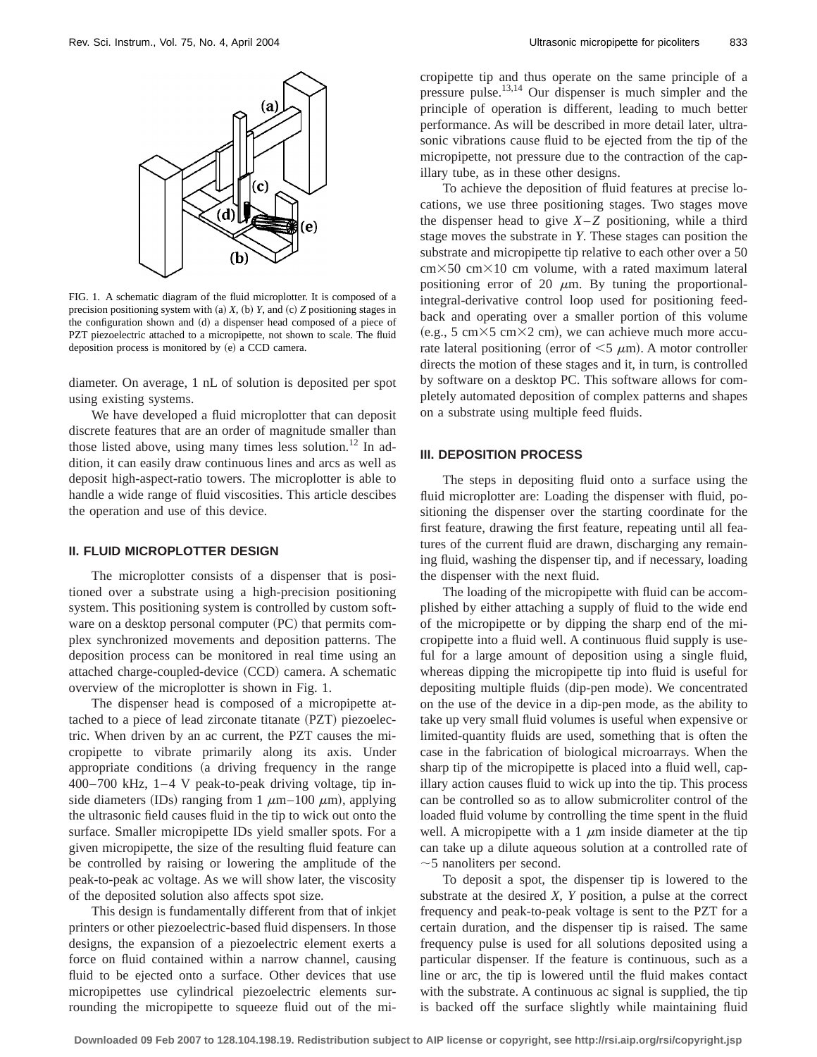FIG. 1. A schematic diagram of the fluid microplotter. It is composed of a precision positioning system with (a) *X*, (b) *Y*, and (c) *Z* positioning stages in the configuration shown and (d) a dispenser head composed of a piece of PZT piezoelectric attached to a micropipette, not shown to scale. The fluid deposition process is monitored by (e) a CCD camera.

diameter. On average, 1 nL of solution is deposited per spot using existing systems.

We have developed a fluid microplotter that can deposit discrete features that are an order of magnitude smaller than those listed above, using many times less solution.[12] In addition, it can easily draw continuous lines and arcs as well as deposit high-aspect-ratio towers. The microplotter is able to handle a wide range of fluid viscosities. This article descibes the operation and use of this device.

## II. FLUID MICROPLOTTER DESIGN

The microplotter consists of a dispenser that is positioned over a substrate using a high-precision positioning system. This positioning system is controlled by custom software on a desktop personal computer (PC) that permits complex synchronized movements and deposition patterns. The deposition process can be monitored in real time using an attached charge-coupled-device (CCD) camera. A schematic overview of the microplotter is shown in Fig. 1.

The dispenser head is composed of a micropipette attached to a piece of lead zirconate titanate (PZT) piezoelectric. When driven by an ac current, the PZT causes the micropipette to vibrate primarily along its axis. Under appropriate conditions (a driving frequency in the range 400–700 kHz, 1–4 V peak-to-peak driving voltage, tip inside diameters (IDs) ranging from 1 $\mu$m–100 $\mu$m), applying the ultrasonic field causes fluid in the tip to wick out onto the surface. Smaller micropipette IDs yield smaller spots. For a given micropipette, the size of the resulting fluid feature can be controlled by raising or lowering the amplitude of the peak-to-peak ac voltage. As we will show later, the viscosity of the deposited solution also affects spot size.

This design is fundamentally different from that of inkjet printers or other piezoelectric-based fluid dispensers. In those designs, the expansion of a piezoelectric element exerts a force on fluid contained within a narrow channel, causing fluid to be ejected onto a surface. Other devices that use micropipettes use cylindrical piezoelectric elements surrounding the micropipette to squeeze fluid out of the micropipette tip and thus operate on the same principle of a pressure pulse.[13,14] Our dispenser is much simpler and the principle of operation is different, leading to much better performance. As will be described in more detail later, ultrasonic vibrations cause fluid to be ejected from the tip of the micropipette, not pressure due to the contraction of the capillary tube, as in these other designs.

To achieve the deposition of fluid features at precise locations, we use three positioning stages. Two stages move the dispenser head to give *X*–*Z* positioning, while a third stage moves the substrate in *Y*. These stages can position the substrate and micropipette tip relative to each other over a 50 cm×50 cm×10 cm volume, with a rated maximum lateral positioning error of 20 $\mu$m. By tuning the proportional-integral-derivative control loop used for positioning feedback and operating over a smaller portion of this volume (e.g., 5 cm×5 cm×2 cm), we can achieve much more accurate lateral positioning (error of $<5$ $\mu$m). A motor controller directs the motion of these stages and it, in turn, is controlled by software on a desktop PC. This software allows for completely automated deposition of complex patterns and shapes on a substrate using multiple feed fluids.

## III. DEPOSITION PROCESS

The steps in depositing fluid onto a surface using the fluid microplotter are: Loading the dispenser with fluid, positioning the dispenser over the starting coordinate for the first feature, drawing the first feature, repeating until all features of the current fluid are drawn, discharging any remaining fluid, washing the dispenser tip, and if necessary, loading the dispenser with the next fluid.

The loading of the micropipette with fluid can be accomplished by either attaching a supply of fluid to the wide end of the micropipette or by dipping the sharp end of the micropipette into a fluid well. A continuous fluid supply is useful for a large amount of deposition using a single fluid, whereas dipping the micropipette tip into fluid is useful for depositing multiple fluids (dip-pen mode). We concentrated on the use of the device in a dip-pen mode, as the ability to take up very small fluid volumes is useful when expensive or limited-quantity fluids are used, something that is often the case in the fabrication of biological microarrays. When the sharp tip of the micropipette is placed into a fluid well, capillary action causes fluid to wick up into the tip. This process can be controlled so as to allow submicroliter control of the loaded fluid volume by controlling the time spent in the fluid well. A micropipette with a 1 $\mu$m inside diameter at the tip can take up a dilute aqueous solution at a controlled rate of $\sim$5 nanoliters per second.

To deposit a spot, the dispenser tip is lowered to the substrate at the desired *X*, *Y* position, a pulse at the correct frequency and peak-to-peak voltage is sent to the PZT for a certain duration, and the dispenser tip is raised. The same frequency pulse is used for all solutions deposited using a particular dispenser. If the feature is continuous, such as a line or arc, the tip is lowered until the fluid makes contact with the substrate. A continuous ac signal is supplied, the tip is backed off the surface slightly while maintaining fluid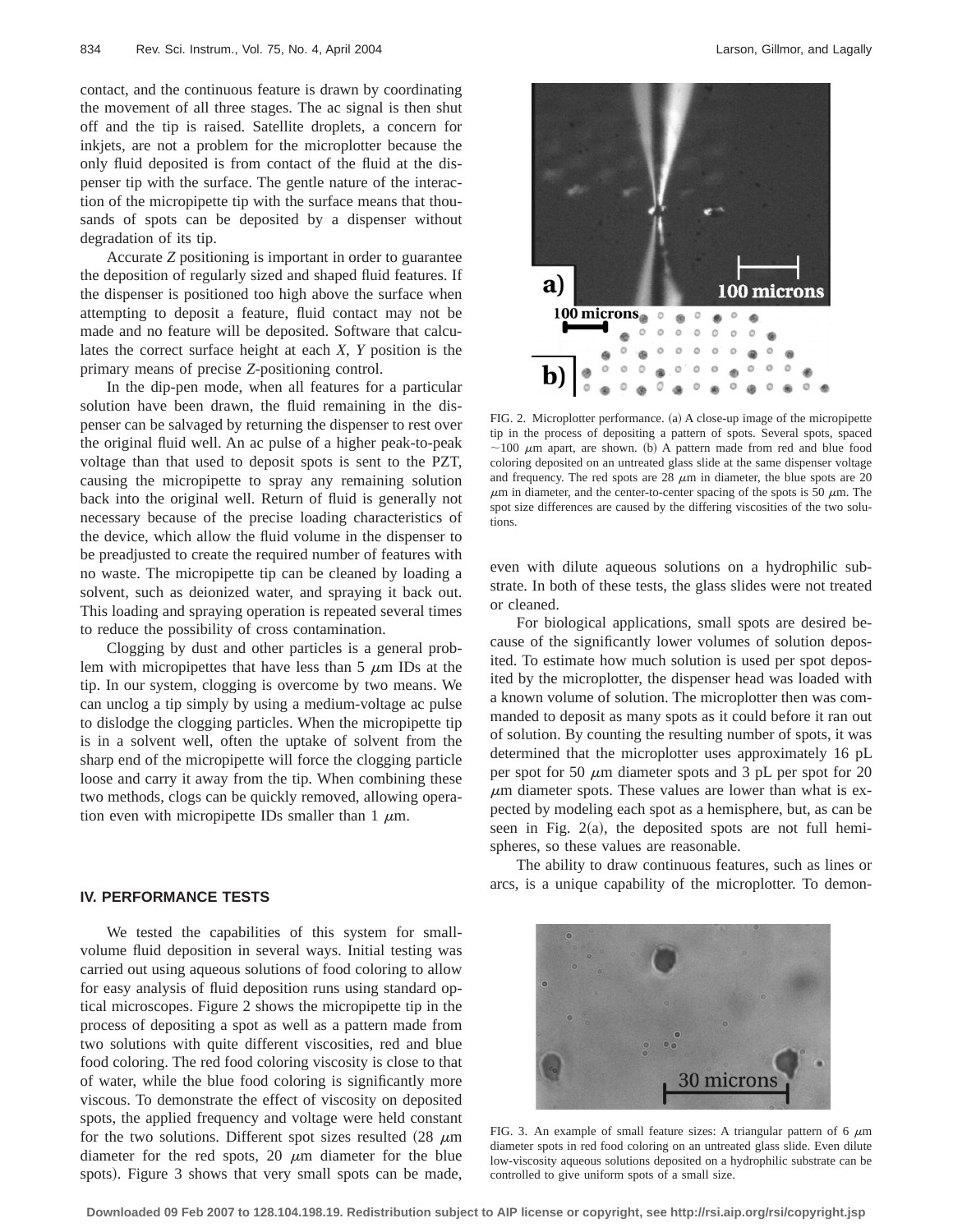contact, and the continuous feature is drawn by coordinating the movement of all three stages. The ac signal is then shut off and the tip is raised. Satellite droplets, a concern for inkjets, are not a problem for the microplotter because the only fluid deposited is from contact of the fluid at the dispenser tip with the surface. The gentle nature of the interaction of the micropipette tip with the surface means that thousands of spots can be deposited by a dispenser without degradation of its tip.

Accurate *Z* positioning is important in order to guarantee the deposition of regularly sized and shaped fluid features. If the dispenser is positioned too high above the surface when attempting to deposit a feature, fluid contact may not be made and no feature will be deposited. Software that calculates the correct surface height at each *X*, *Y* position is the primary means of precise *Z*-positioning control.

In the dip-pen mode, when all features for a particular solution have been drawn, the fluid remaining in the dispenser can be salvaged by returning the dispenser to rest over the original fluid well. An ac pulse of a higher peak-to-peak voltage than that used to deposit spots is sent to the PZT, causing the micropipette to spray any remaining solution back into the original well. Return of fluid is generally not necessary because of the precise loading characteristics of the device, which allow the fluid volume in the dispenser to be preadjusted to create the required number of features with no waste. The micropipette tip can be cleaned by loading a solvent, such as deionized water, and spraying it back out. This loading and spraying operation is repeated several times to reduce the possibility of cross contamination.

Clogging by dust and other particles is a general problem with micropipettes that have less than 5 $\mu$m IDs at the tip. In our system, clogging is overcome by two means. We can unclog a tip simply by using a medium-voltage ac pulse to dislodge the clogging particles. When the micropipette tip is in a solvent well, often the uptake of solvent from the sharp end of the micropipette will force the clogging particle loose and carry it away from the tip. When combining these two methods, clogs can be quickly removed, allowing operation even with micropipette IDs smaller than 1 $\mu$m.

## IV. PERFORMANCE TESTS

We tested the capabilities of this system for small-volume fluid deposition in several ways. Initial testing was carried out using aqueous solutions of food coloring to allow for easy analysis of fluid deposition runs using standard optical microscopes. Figure 2 shows the micropipette tip in the process of depositing a spot as well as a pattern made from two solutions with quite different viscosities, red and blue food coloring. The red food coloring viscosity is close to that of water, while the blue food coloring is significantly more viscous. To demonstrate the effect of viscosity on deposited spots, the applied frequency and voltage were held constant for the two solutions. Different spot sizes resulted (28 $\mu$m diameter for the red spots, 20 $\mu$m diameter for the blue spots). Figure 3 shows that very small spots can be made, even with dilute aqueous solutions on a hydrophilic substrate. In both of these tests, the glass slides were not treated or cleaned.

FIG. 2. Microplotter performance. (a) A close-up image of the micropipette tip in the process of depositing a pattern of spots. Several spots, spaced ~100 $\mu$m apart, are shown. (b) A pattern made from red and blue food coloring deposited on an untreated glass slide at the same dispenser voltage and frequency. The red spots are 28 $\mu$m in diameter, the blue spots are 20 $\mu$m in diameter, and the center-to-center spacing of the spots is 50 $\mu$m. The spot size differences are caused by the differing viscosities of the two solutions.

For biological applications, small spots are desired because of the significantly lower volumes of solution deposited. To estimate how much solution is used per spot deposited by the microplotter, the dispenser head was loaded with a known volume of solution. The microplotter then was commanded to deposit as many spots as it could before it ran out of solution. By counting the resulting number of spots, it was determined that the microplotter uses approximately 16 pL per spot for 50 $\mu$m diameter spots and 3 pL per spot for 20 $\mu$m diameter spots. These values are lower than what is expected by modeling each spot as a hemisphere, but, as can be seen in Fig. 2(a), the deposited spots are not full hemispheres, so these values are reasonable.

The ability to draw continuous features, such as lines or arcs, is a unique capability of the microplotter. To demon-

FIG. 3. An example of small feature sizes: A triangular pattern of 6 $\mu$m diameter spots in red food coloring on an untreated glass slide. Even dilute low-viscosity aqueous solutions deposited on a hydrophilic substrate can be controlled to give uniform spots of a small size.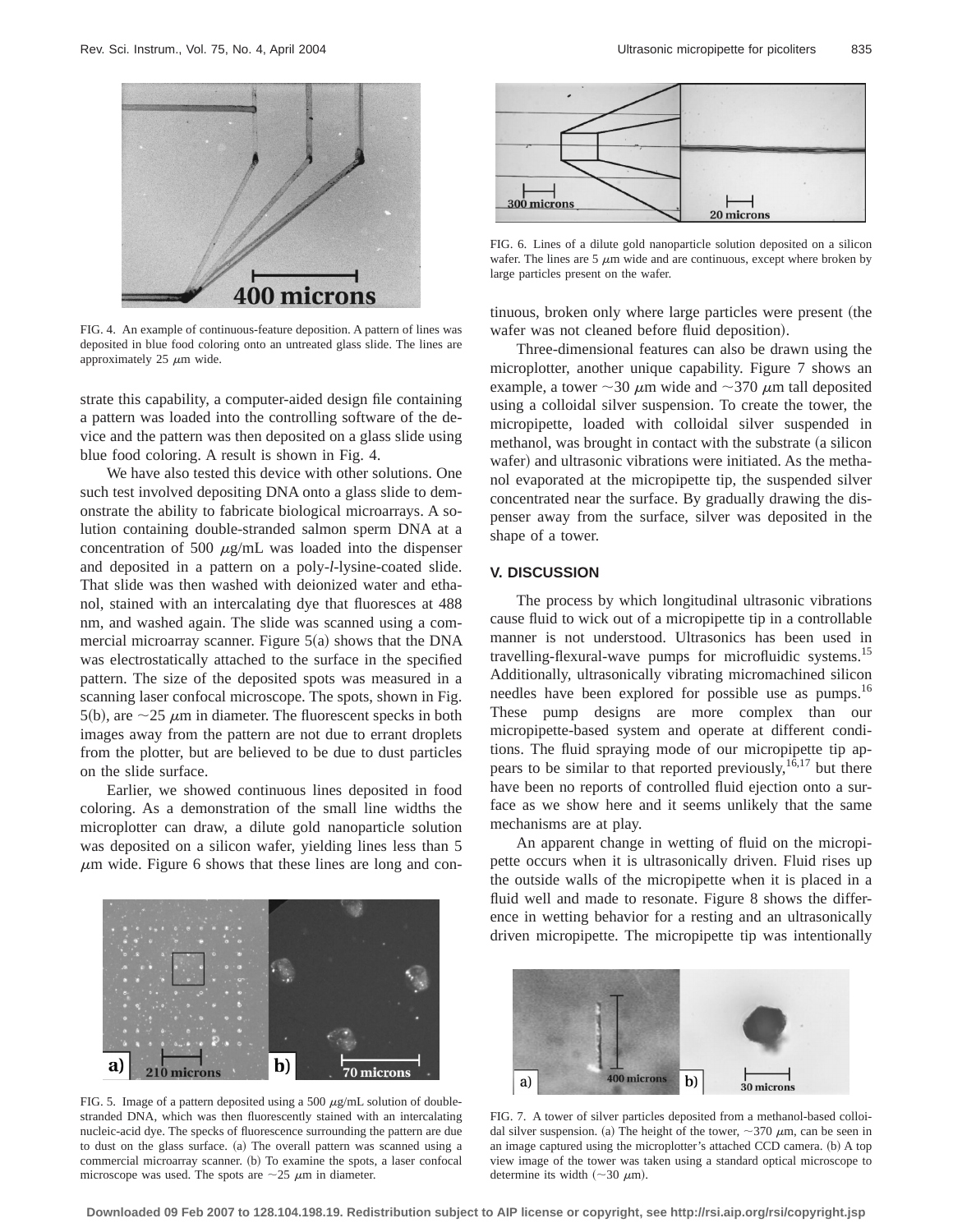FIG. 4. An example of continuous-feature deposition. A pattern of lines was deposited in blue food coloring onto an untreated glass slide. The lines are approximately 25 $\mu$m wide.

strate this capability, a computer-aided design file containing a pattern was loaded into the controlling software of the device and the pattern was then deposited on a glass slide using blue food coloring. A result is shown in Fig. 4.

We have also tested this device with other solutions. One such test involved depositing DNA onto a glass slide to demonstrate the ability to fabricate biological microarrays. A solution containing double-stranded salmon sperm DNA at a concentration of 500 $\mu$g/mL was loaded into the dispenser and deposited in a pattern on a poly-*l*-lysine-coated slide. That slide was then washed with deionized water and ethanol, stained with an intercalating dye that fluoresces at 488 nm, and washed again. The slide was scanned using a commercial microarray scanner. Figure 5(a) shows that the DNA was electrostatically attached to the surface in the specified pattern. The size of the deposited spots was measured in a scanning laser confocal microscope. The spots, shown in Fig. 5(b), are ~25 $\mu$m in diameter. The fluorescent specks in both images away from the pattern are not due to errant droplets from the plotter, but are believed to be due to dust particles on the slide surface.

Earlier, we showed continuous lines deposited in food coloring. As a demonstration of the small line widths the microplotter can draw, a dilute gold nanoparticle solution was deposited on a silicon wafer, yielding lines less than 5 $\mu$m wide. Figure 6 shows that these lines are long and continuous, broken only where large particles were present (the wafer was not cleaned before fluid deposition).

FIG. 5. Image of a pattern deposited using a 500 $\mu$g/mL solution of double-stranded DNA, which was then fluorescently stained with an intercalating nucleic-acid dye. The specks of fluorescence surrounding the pattern are due to dust on the glass surface. (a) The overall pattern was scanned using a commercial microarray scanner. (b) To examine the spots, a laser confocal microscope was used. The spots are ~25 $\mu$m in diameter.

FIG. 6. Lines of a dilute gold nanoparticle solution deposited on a silicon wafer. The lines are 5 $\mu$m wide and are continuous, except where broken by large particles present on the wafer.

Three-dimensional features can also be drawn using the microplotter, another unique capability. Figure 7 shows an example, a tower ~30 $\mu$m wide and ~370 $\mu$m tall deposited using a colloidal silver suspension. To create the tower, the micropipette, loaded with colloidal silver suspended in methanol, was brought in contact with the substrate (a silicon wafer) and ultrasonic vibrations were initiated. As the methanol evaporated at the micropipette tip, the suspended silver concentrated near the surface. By gradually drawing the dispenser away from the surface, silver was deposited in the shape of a tower.

## V. DISCUSSION

The process by which longitudinal ultrasonic vibrations cause fluid to wick out of a micropipette tip in a controllable manner is not understood. Ultrasonics has been used in travelling-flexural-wave pumps for microfluidic systems.[15] Additionally, ultrasonically vibrating micromachined silicon needles have been explored for possible use as pumps.[16] These pump designs are more complex than our micropipette-based system and operate at different conditions. The fluid spraying mode of our micropipette tip appears to be similar to that reported previously,[16,17] but there have been no reports of controlled fluid ejection onto a surface as we show here and it seems unlikely that the same mechanisms are at play.

An apparent change in wetting of fluid on the micropipette occurs when it is ultrasonically driven. Fluid rises up the outside walls of the micropipette when it is placed in a fluid well and made to resonate. Figure 8 shows the difference in wetting behavior for a resting and an ultrasonically driven micropipette. The micropipette tip was intentionally

FIG. 7. A tower of silver particles deposited from a methanol-based colloidal silver suspension. (a) The height of the tower, ~370 $\mu$m, can be seen in an image captured using the microplotter's attached CCD camera. (b) A top view image of the tower was taken using a standard optical microscope to determine its width (~30 $\mu$m).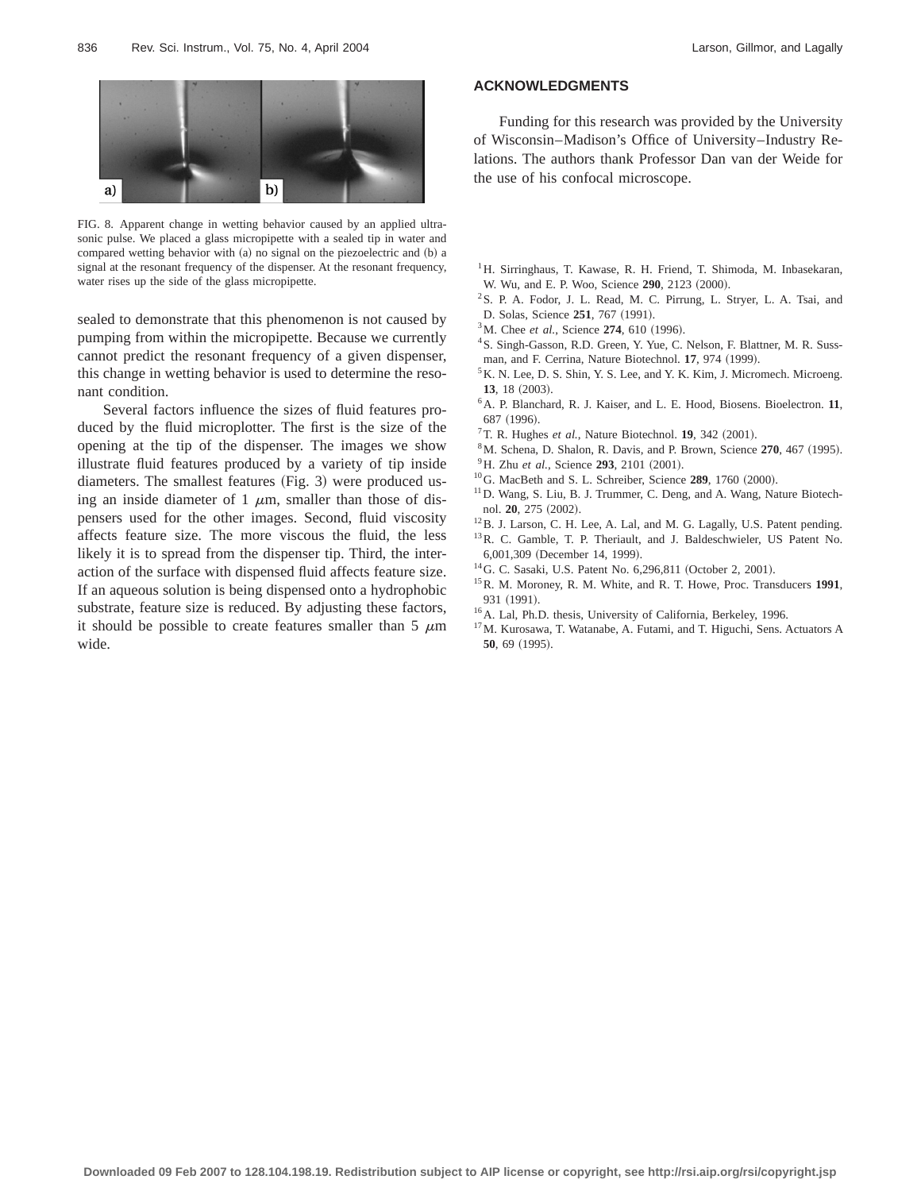a) b)

FIG. 8. Apparent change in wetting behavior caused by an applied ultrasonic pulse. We placed a glass micropipette with a sealed tip in water and compared wetting behavior with (a) no signal on the piezoelectric and (b) a signal at the resonant frequency of the dispenser. At the resonant frequency, water rises up the side of the glass micropipette.

sealed to demonstrate that this phenomenon is not caused by pumping from within the micropipette. Because we currently cannot predict the resonant frequency of a given dispenser, this change in wetting behavior is used to determine the resonant condition.

Several factors influence the sizes of fluid features produced by the fluid microplotter. The first is the size of the opening at the tip of the dispenser. The images we show illustrate fluid features produced by a variety of tip inside diameters. The smallest features (Fig. 3) were produced using an inside diameter of 1 $\mu$m, smaller than those of dispensers used for the other images. Second, fluid viscosity affects feature size. The more viscous the fluid, the less likely it is to spread from the dispenser tip. Third, the interaction of the surface with dispensed fluid affects feature size. If an aqueous solution is being dispensed onto a hydrophobic substrate, feature size is reduced. By adjusting these factors, it should be possible to create features smaller than 5 $\mu$m wide.

## ACKNOWLEDGMENTS

Funding for this research was provided by the University of Wisconsin–Madison's Office of University–Industry Relations. The authors thank Professor Dan van der Weide for the use of his confocal microscope.

[1] H. Sirringhaus, T. Kawase, R. H. Friend, T. Shimoda, M. Inbasekaran, W. Wu, and E. P. Woo, Science **290**, 2123 (2000).
[2] S. P. A. Fodor, J. L. Read, M. C. Pirrung, L. Stryer, L. A. Tsai, and D. Solas, Science **251**, 767 (1991).
[3] M. Chee *et al.*, Science **274**, 610 (1996).
[4] S. Singh-Gasson, R.D. Green, Y. Yue, C. Nelson, F. Blattner, M. R. Sussman, and F. Cerrina, Nature Biotechnol. **17**, 974 (1999).
[5] K. N. Lee, D. S. Shin, Y. S. Lee, and Y. K. Kim, J. Micromech. Microeng. **13**, 18 (2003).
[6] A. P. Blanchard, R. J. Kaiser, and L. E. Hood, Biosens. Bioelectron. **11**, 687 (1996).
[7] T. R. Hughes *et al.*, Nature Biotechnol. **19**, 342 (2001).
[8] M. Schena, D. Shalon, R. Davis, and P. Brown, Science **270**, 467 (1995).
[9] H. Zhu *et al.*, Science **293**, 2101 (2001).
[10] G. MacBeth and S. L. Schreiber, Science **289**, 1760 (2000).
[11] D. Wang, S. Liu, B. J. Trummer, C. Deng, and A. Wang, Nature Biotechnol. **20**, 275 (2002).
[12] B. J. Larson, C. H. Lee, A. Lal, and M. G. Lagally, U.S. Patent pending.
[13] R. C. Gamble, T. P. Theriault, and J. Baldeschwieler, US Patent No. 6,001,309 (December 14, 1999).
[14] G. C. Sasaki, U.S. Patent No. 6,296,811 (October 2, 2001).
[15] R. M. Moroney, R. M. White, and R. T. Howe, Proc. Transducers **1991**, 931 (1991).
[16] A. Lal, Ph.D. thesis, University of California, Berkeley, 1996.
[17] M. Kurosawa, T. Watanabe, A. Futami, and T. Higuchi, Sens. Actuators A **50**, 69 (1995).